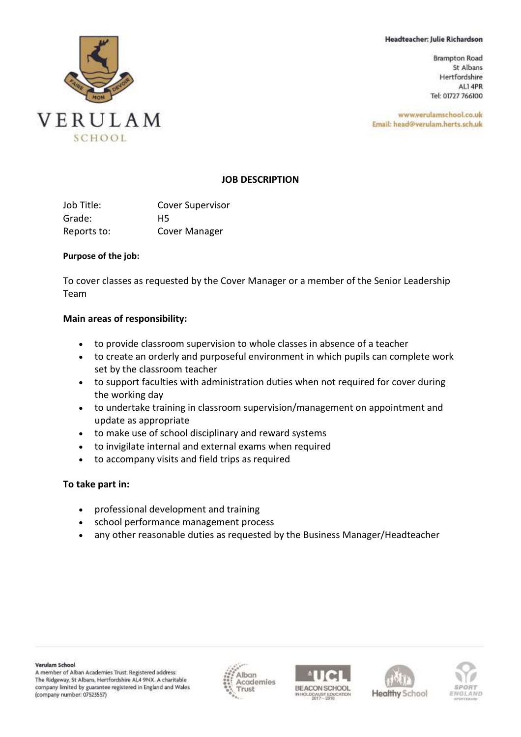Headteacher: Julie Richardson

Brampton Road
St Albans
Hertfordshire
AL1 4PR
Tel: 01727 766100

www.verulamschool.co.uk
Email: head@verulam.herts.sch.uk

VERULAM SCHOOL

FAIRE MON DEVOIR

## JOB DESCRIPTION

| | |
|---|---|
| Job Title: | Cover Supervisor |
| Grade: | H5 |
| Reports to: | Cover Manager |

**Purpose of the job:**

To cover classes as requested by the Cover Manager or a member of the Senior Leadership Team

**Main areas of responsibility:**

- to provide classroom supervision to whole classes in absence of a teacher
- to create an orderly and purposeful environment in which pupils can complete work set by the classroom teacher
- to support faculties with administration duties when not required for cover during the working day
- to undertake training in classroom supervision/management on appointment and update as appropriate
- to make use of school disciplinary and reward systems
- to invigilate internal and external exams when required
- to accompany visits and field trips as required

**To take part in:**

- professional development and training
- school performance management process
- any other reasonable duties as requested by the Business Manager/Headteacher

**Verulam School**
A member of Alban Academies Trust. Registered address: The Ridgeway, St Albans, Hertfordshire AL4 9NX. A charitable company limited by guarantee registered in England and Wales (company number: 07523557)

Alban Academies Trust | UCL BEACON SCHOOL IN HOLOCAUST EDUCATION 2017 – 2018 | Healthy School | SPORT ENGLAND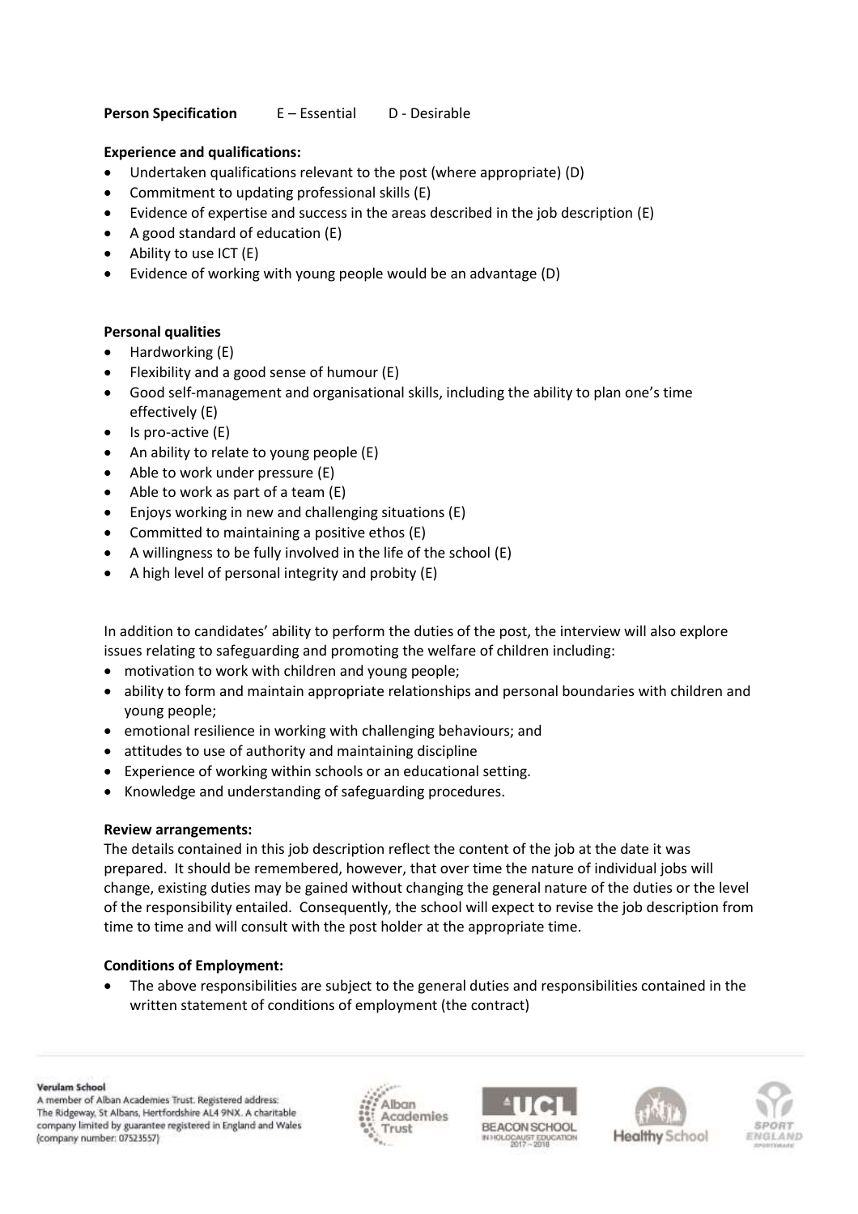**Person Specification** E – Essential D - Desirable

**Experience and qualifications:**

- Undertaken qualifications relevant to the post (where appropriate) (D)
- Commitment to updating professional skills (E)
- Evidence of expertise and success in the areas described in the job description (E)
- A good standard of education (E)
- Ability to use ICT (E)
- Evidence of working with young people would be an advantage (D)

**Personal qualities**

- Hardworking (E)
- Flexibility and a good sense of humour (E)
- Good self-management and organisational skills, including the ability to plan one's time effectively (E)
- Is pro-active (E)
- An ability to relate to young people (E)
- Able to work under pressure (E)
- Able to work as part of a team (E)
- Enjoys working in new and challenging situations (E)
- Committed to maintaining a positive ethos (E)
- A willingness to be fully involved in the life of the school (E)
- A high level of personal integrity and probity (E)

In addition to candidates' ability to perform the duties of the post, the interview will also explore issues relating to safeguarding and promoting the welfare of children including:

- motivation to work with children and young people;
- ability to form and maintain appropriate relationships and personal boundaries with children and young people;
- emotional resilience in working with challenging behaviours; and
- attitudes to use of authority and maintaining discipline
- Experience of working within schools or an educational setting.
- Knowledge and understanding of safeguarding procedures.

**Review arrangements:**

The details contained in this job description reflect the content of the job at the date it was prepared. It should be remembered, however, that over time the nature of individual jobs will change, existing duties may be gained without changing the general nature of the duties or the level of the responsibility entailed. Consequently, the school will expect to revise the job description from time to time and will consult with the post holder at the appropriate time.

**Conditions of Employment:**

- The above responsibilities are subject to the general duties and responsibilities contained in the written statement of conditions of employment (the contract)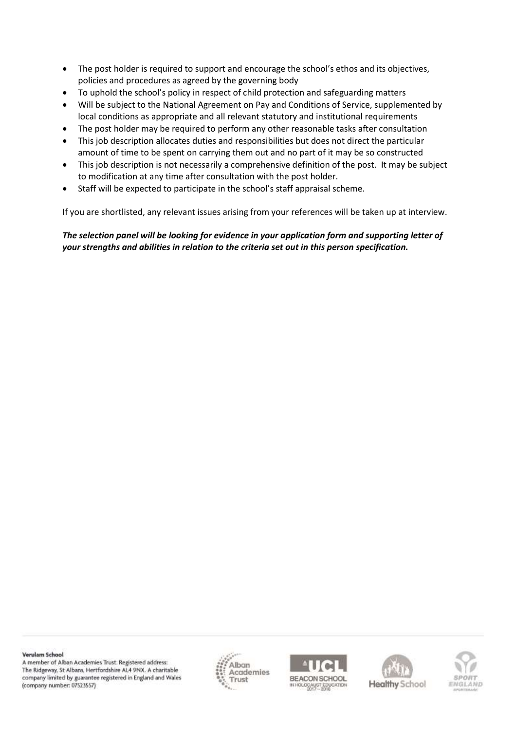- The post holder is required to support and encourage the school's ethos and its objectives, policies and procedures as agreed by the governing body
- To uphold the school's policy in respect of child protection and safeguarding matters
- Will be subject to the National Agreement on Pay and Conditions of Service, supplemented by local conditions as appropriate and all relevant statutory and institutional requirements
- The post holder may be required to perform any other reasonable tasks after consultation
- This job description allocates duties and responsibilities but does not direct the particular amount of time to be spent on carrying them out and no part of it may be so constructed
- This job description is not necessarily a comprehensive definition of the post. It may be subject to modification at any time after consultation with the post holder.
- Staff will be expected to participate in the school's staff appraisal scheme.

If you are shortlisted, any relevant issues arising from your references will be taken up at interview.

***The selection panel will be looking for evidence in your application form and supporting letter of your strengths and abilities in relation to the criteria set out in this person specification.***

**Verulam School**
A member of Alban Academies Trust. Registered address: The Ridgeway, St Albans, Hertfordshire AL4 9NX. A charitable company limited by guarantee registered in England and Wales (company number: 07523557)